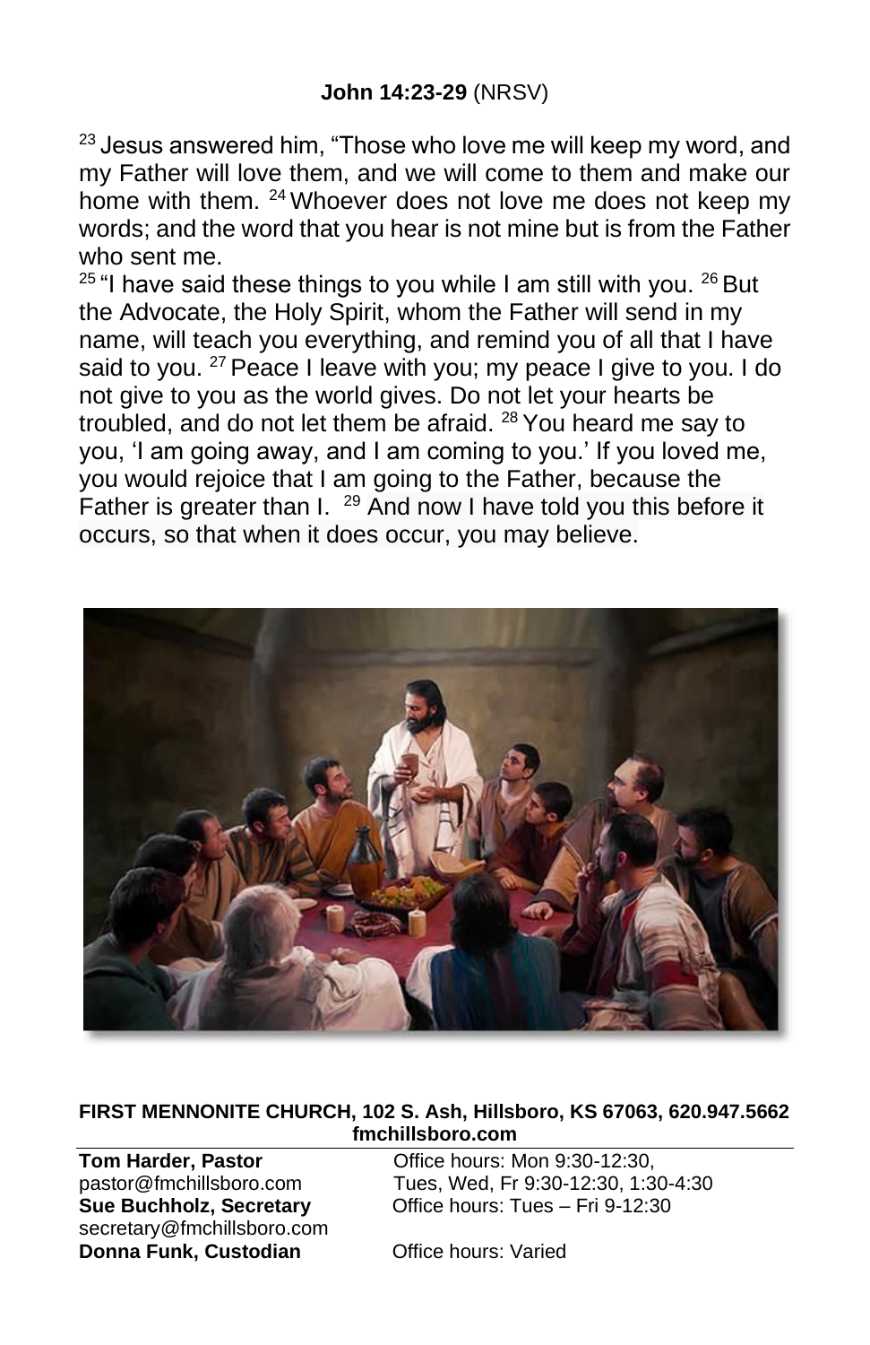**John 14:23-29** (NRSV)

[23] Jesus answered him, "Those who love me will keep my word, and my Father will love them, and we will come to them and make our home with them. [24] Whoever does not love me does not keep my words; and the word that you hear is not mine but is from the Father who sent me.

[25] "I have said these things to you while I am still with you. [26] But the Advocate, the Holy Spirit, whom the Father will send in my name, will teach you everything, and remind you of all that I have said to you. [27] Peace I leave with you; my peace I give to you. I do not give to you as the world gives. Do not let your hearts be troubled, and do not let them be afraid. [28] You heard me say to you, 'I am going away, and I am coming to you.' If you loved me, you would rejoice that I am going to the Father, because the Father is greater than I. [29] And now I have told you this before it occurs, so that when it does occur, you may believe.

**FIRST MENNONITE CHURCH, 102 S. Ash, Hillsboro, KS 67063, 620.947.5662**
**fmchillsboro.com**

**Tom Harder, Pastor** — Office hours: Mon 9:30-12:30,
pastor@fmchillsboro.com — Tues, Wed, Fr 9:30-12:30, 1:30-4:30

**Sue Buchholz, Secretary** — Office hours: Tues – Fri 9-12:30
secretary@fmchillsboro.com

**Donna Funk, Custodian** — Office hours: Varied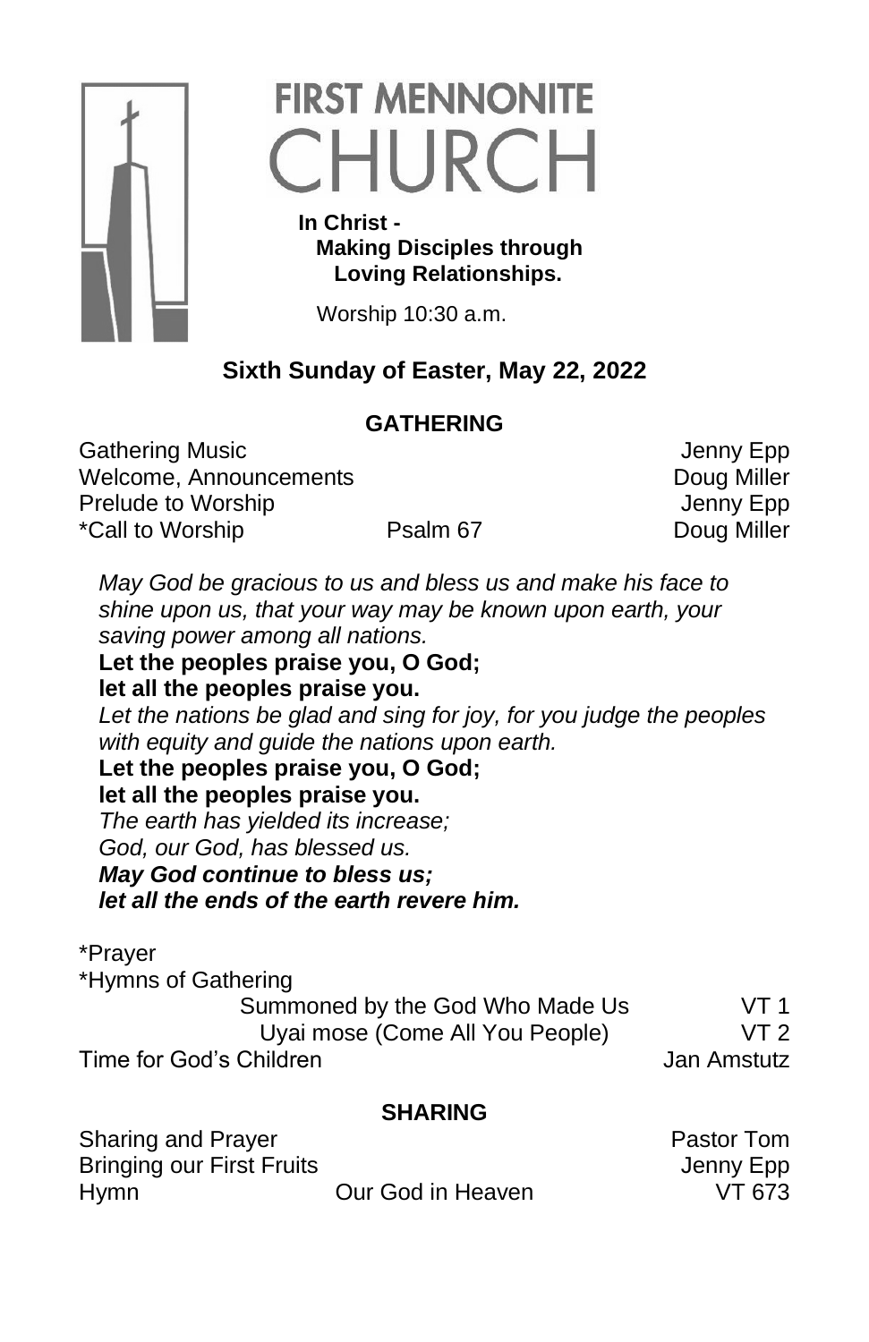# FIRST MENNONITE CHURCH

**In Christ -**
**Making Disciples through**
**Loving Relationships.**

Worship 10:30 a.m.

## Sixth Sunday of Easter, May 22, 2022

### GATHERING

| | | |
|---|---|---|
| Gathering Music | | Jenny Epp |
| Welcome, Announcements | | Doug Miller |
| Prelude to Worship | | Jenny Epp |
| *Call to Worship | Psalm 67 | Doug Miller |

*May God be gracious to us and bless us and make his face to shine upon us, that your way may be known upon earth, your saving power among all nations.*
**Let the peoples praise you, O God;**
**let all the peoples praise you.**
*Let the nations be glad and sing for joy, for you judge the peoples with equity and guide the nations upon earth.*
**Let the peoples praise you, O God;**
**let all the peoples praise you.**
*The earth has yielded its increase;*
*God, our God, has blessed us.*
***May God continue to bless us;***
***let all the ends of the earth revere him.***

*Prayer
*Hymns of Gathering

| | | |
|---|---|---|
| | Summoned by the God Who Made Us | VT 1 |
| | Uyai mose (Come All You People) | VT 2 |
| Time for God's Children | | Jan Amstutz |

### SHARING

| | | |
|---|---|---|
| Sharing and Prayer | | Pastor Tom |
| Bringing our First Fruits | | Jenny Epp |
| Hymn | Our God in Heaven | VT 673 |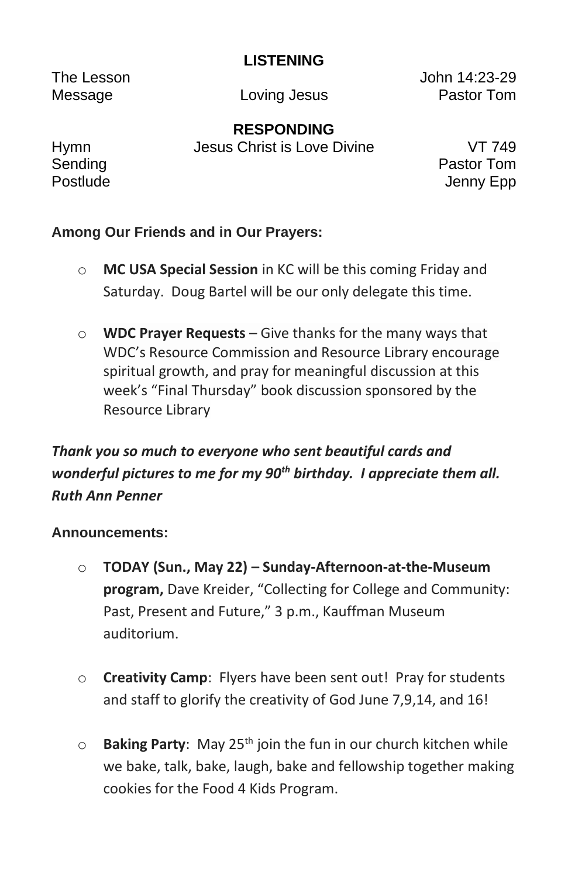## LISTENING

| | | |
|---|---|---|
| The Lesson | | John 14:23-29 |
| Message | Loving Jesus | Pastor Tom |

## RESPONDING

| | | |
|---|---|---|
| Hymn | Jesus Christ is Love Divine | VT 749 |
| Sending | | Pastor Tom |
| Postlude | | Jenny Epp |

**Among Our Friends and in Our Prayers:**

- **MC USA Special Session** in KC will be this coming Friday and Saturday. Doug Bartel will be our only delegate this time.

- **WDC Prayer Requests** – Give thanks for the many ways that WDC's Resource Commission and Resource Library encourage spiritual growth, and pray for meaningful discussion at this week's "Final Thursday" book discussion sponsored by the Resource Library

***Thank you so much to everyone who sent beautiful cards and wonderful pictures to me for my 90th birthday. I appreciate them all. Ruth Ann Penner***

**Announcements:**

- **TODAY (Sun., May 22) – Sunday-Afternoon-at-the-Museum program,** Dave Kreider, "Collecting for College and Community: Past, Present and Future," 3 p.m., Kauffman Museum auditorium.

- **Creativity Camp**: Flyers have been sent out! Pray for students and staff to glorify the creativity of God June 7,9,14, and 16!

- **Baking Party**: May 25th join the fun in our church kitchen while we bake, talk, bake, laugh, bake and fellowship together making cookies for the Food 4 Kids Program.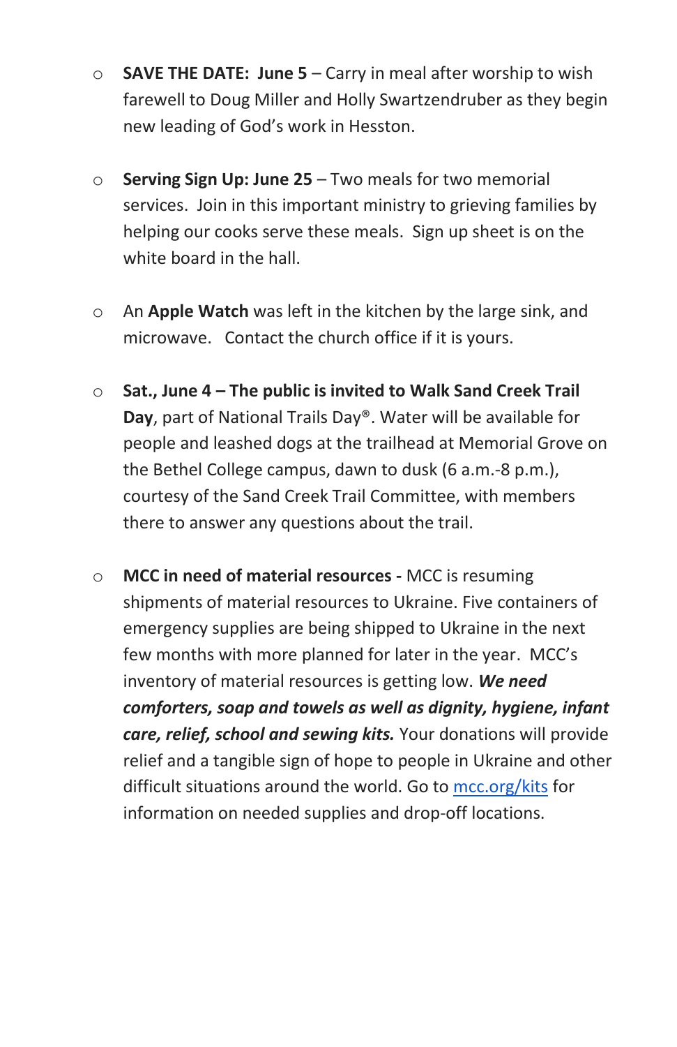- **SAVE THE DATE: June 5** – Carry in meal after worship to wish farewell to Doug Miller and Holly Swartzendruber as they begin new leading of God's work in Hesston.

- **Serving Sign Up: June 25** – Two meals for two memorial services. Join in this important ministry to grieving families by helping our cooks serve these meals. Sign up sheet is on the white board in the hall.

- An **Apple Watch** was left in the kitchen by the large sink, and microwave. Contact the church office if it is yours.

- **Sat., June 4 – The public is invited to Walk Sand Creek Trail Day**, part of National Trails Day®. Water will be available for people and leashed dogs at the trailhead at Memorial Grove on the Bethel College campus, dawn to dusk (6 a.m.-8 p.m.), courtesy of the Sand Creek Trail Committee, with members there to answer any questions about the trail.

- **MCC in need of material resources -** MCC is resuming shipments of material resources to Ukraine. Five containers of emergency supplies are being shipped to Ukraine in the next few months with more planned for later in the year. MCC's inventory of material resources is getting low. ***We need comforters, soap and towels as well as dignity, hygiene, infant care, relief, school and sewing kits.*** Your donations will provide relief and a tangible sign of hope to people in Ukraine and other difficult situations around the world. Go to [mcc.org/kits](mcc.org/kits) for information on needed supplies and drop-off locations.